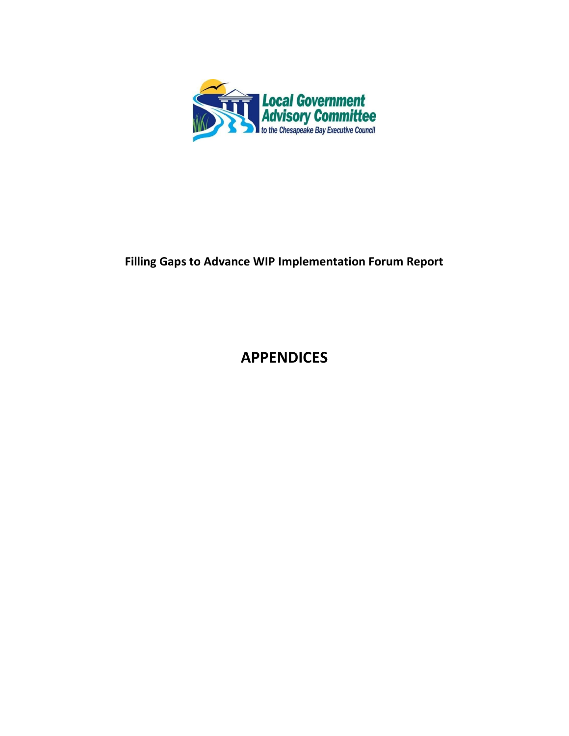Local Government Advisory Committee to the Chesapeake Bay Executive Council

**Filling Gaps to Advance WIP Implementation Forum Report**

# APPENDICES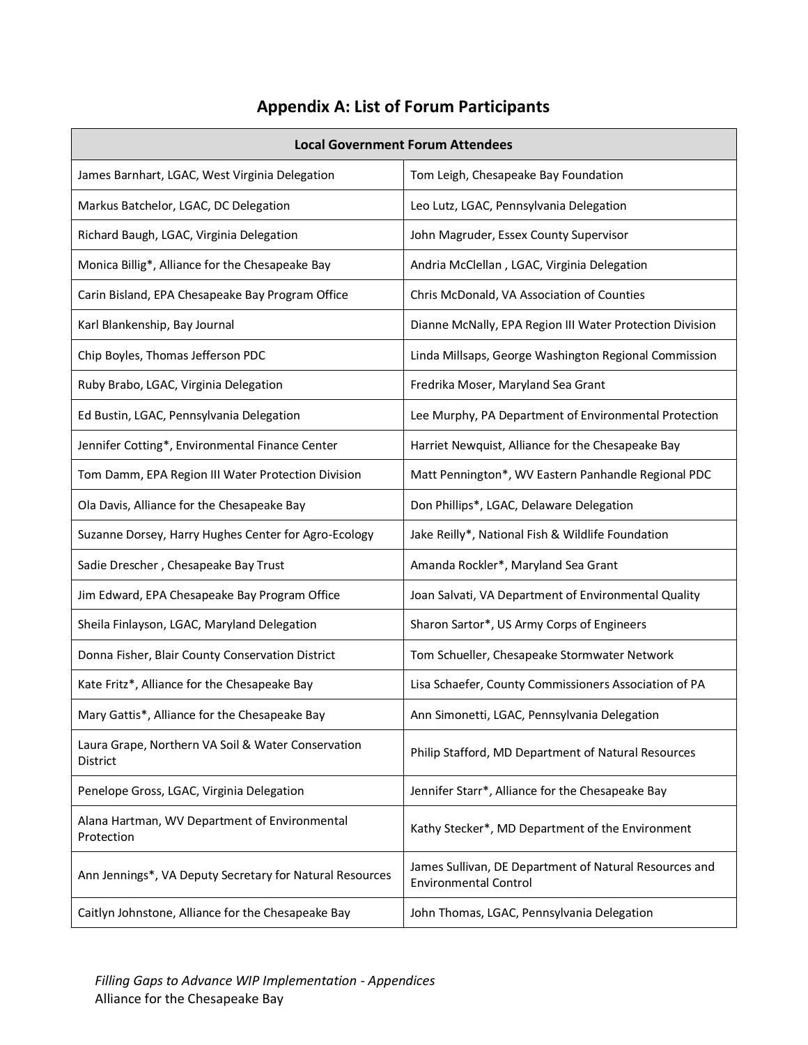# Appendix A: List of Forum Participants

| Local Government Forum Attendees | |
|---|---|
| James Barnhart, LGAC, West Virginia Delegation | Tom Leigh, Chesapeake Bay Foundation |
| Markus Batchelor, LGAC, DC Delegation | Leo Lutz, LGAC, Pennsylvania Delegation |
| Richard Baugh, LGAC, Virginia Delegation | John Magruder, Essex County Supervisor |
| Monica Billig*, Alliance for the Chesapeake Bay | Andria McClellan , LGAC, Virginia Delegation |
| Carin Bisland, EPA Chesapeake Bay Program Office | Chris McDonald, VA Association of Counties |
| Karl Blankenship, Bay Journal | Dianne McNally, EPA Region III Water Protection Division |
| Chip Boyles, Thomas Jefferson PDC | Linda Millsaps, George Washington Regional Commission |
| Ruby Brabo, LGAC, Virginia Delegation | Fredrika Moser, Maryland Sea Grant |
| Ed Bustin, LGAC, Pennsylvania Delegation | Lee Murphy, PA Department of Environmental Protection |
| Jennifer Cotting*, Environmental Finance Center | Harriet Newquist, Alliance for the Chesapeake Bay |
| Tom Damm, EPA Region III Water Protection Division | Matt Pennington*, WV Eastern Panhandle Regional PDC |
| Ola Davis, Alliance for the Chesapeake Bay | Don Phillips*, LGAC, Delaware Delegation |
| Suzanne Dorsey, Harry Hughes Center for Agro-Ecology | Jake Reilly*, National Fish & Wildlife Foundation |
| Sadie Drescher , Chesapeake Bay Trust | Amanda Rockler*, Maryland Sea Grant |
| Jim Edward, EPA Chesapeake Bay Program Office | Joan Salvati, VA Department of Environmental Quality |
| Sheila Finlayson, LGAC, Maryland Delegation | Sharon Sartor*, US Army Corps of Engineers |
| Donna Fisher, Blair County Conservation District | Tom Schueller, Chesapeake Stormwater Network |
| Kate Fritz*, Alliance for the Chesapeake Bay | Lisa Schaefer, County Commissioners Association of PA |
| Mary Gattis*, Alliance for the Chesapeake Bay | Ann Simonetti, LGAC, Pennsylvania Delegation |
| Laura Grape, Northern VA Soil & Water Conservation District | Philip Stafford, MD Department of Natural Resources |
| Penelope Gross, LGAC, Virginia Delegation | Jennifer Starr*, Alliance for the Chesapeake Bay |
| Alana Hartman, WV Department of Environmental Protection | Kathy Stecker*, MD Department of the Environment |
| Ann Jennings*, VA Deputy Secretary for Natural Resources | James Sullivan, DE Department of Natural Resources and Environmental Control |
| Caitlyn Johnstone, Alliance for the Chesapeake Bay | John Thomas, LGAC, Pennsylvania Delegation |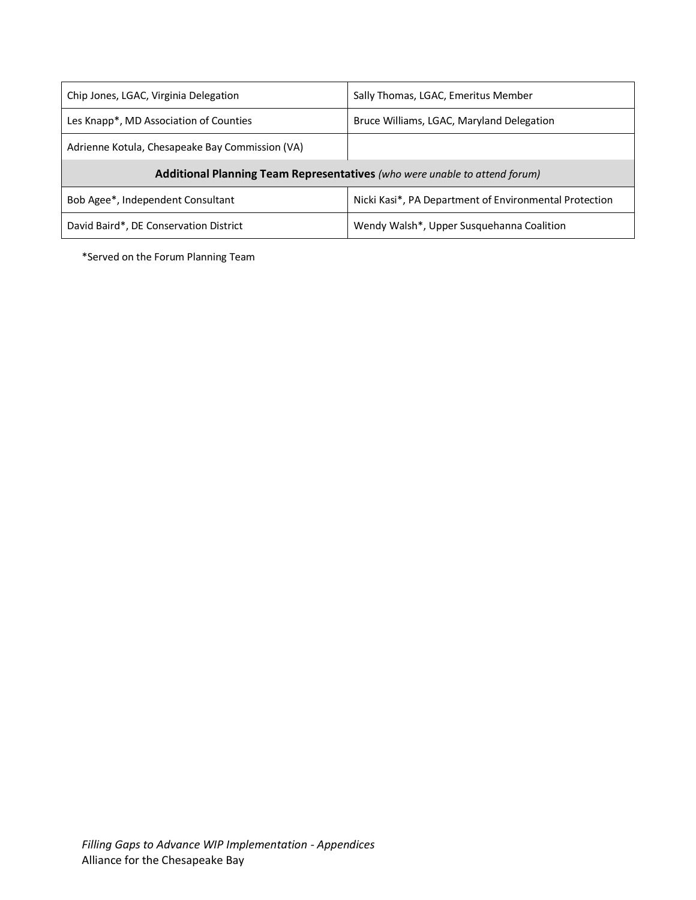| | |
|---|---|
| Chip Jones, LGAC, Virginia Delegation | Sally Thomas, LGAC, Emeritus Member |
| Les Knapp*, MD Association of Counties | Bruce Williams, LGAC, Maryland Delegation |
| Adrienne Kotula, Chesapeake Bay Commission (VA) | |
| **Additional Planning Team Representatives** *(who were unable to attend forum)* | |
| Bob Agee*, Independent Consultant | Nicki Kasi*, PA Department of Environmental Protection |
| David Baird*, DE Conservation District | Wendy Walsh*, Upper Susquehanna Coalition |

*Served on the Forum Planning Team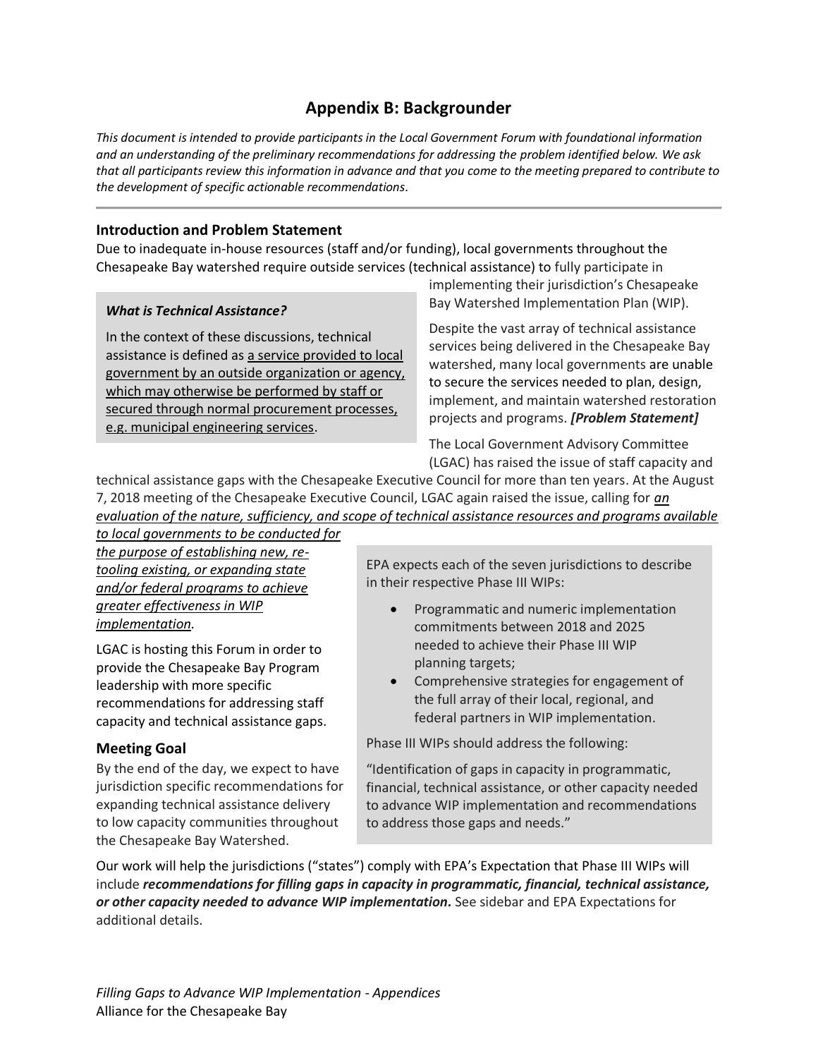# Appendix B: Backgrounder

*This document is intended to provide participants in the Local Government Forum with foundational information and an understanding of the preliminary recommendations for addressing the problem identified below. We ask that all participants review this information in advance and that you come to the meeting prepared to contribute to the development of specific actionable recommendations.*

---

## Introduction and Problem Statement

Due to inadequate in-house resources (staff and/or funding), local governments throughout the Chesapeake Bay watershed require outside services (technical assistance) to fully participate in implementing their jurisdiction's Chesapeake Bay Watershed Implementation Plan (WIP).

> ***What is Technical Assistance?***
>
> In the context of these discussions, technical assistance is defined as <u>a service provided to local government by an outside organization or agency, which may otherwise be performed by staff or secured through normal procurement processes, e.g. municipal engineering services</u>.

Despite the vast array of technical assistance services being delivered in the Chesapeake Bay watershed, many local governments are unable to secure the services needed to plan, design, implement, and maintain watershed restoration projects and programs. ***[Problem Statement]***

The Local Government Advisory Committee (LGAC) has raised the issue of staff capacity and technical assistance gaps with the Chesapeake Executive Council for more than ten years. At the August 7, 2018 meeting of the Chesapeake Executive Council, LGAC again raised the issue, calling for *<u>an evaluation of the nature, sufficiency, and scope of technical assistance resources and programs available to local governments to be conducted for the purpose of establishing new, re-tooling existing, or expanding state and/or federal programs to achieve greater effectiveness in WIP implementation</u>.*

LGAC is hosting this Forum in order to provide the Chesapeake Bay Program leadership with more specific recommendations for addressing staff capacity and technical assistance gaps.

> EPA expects each of the seven jurisdictions to describe in their respective Phase III WIPs:
>
> - Programmatic and numeric implementation commitments between 2018 and 2025 needed to achieve their Phase III WIP planning targets;
> - Comprehensive strategies for engagement of the full array of their local, regional, and federal partners in WIP implementation.
>
> Phase III WIPs should address the following:
>
> "Identification of gaps in capacity in programmatic, financial, technical assistance, or other capacity needed to advance WIP implementation and recommendations to address those gaps and needs."

## Meeting Goal

By the end of the day, we expect to have jurisdiction specific recommendations for expanding technical assistance delivery to low capacity communities throughout the Chesapeake Bay Watershed.

Our work will help the jurisdictions ("states") comply with EPA's Expectation that Phase III WIPs will include ***recommendations for filling gaps in capacity in programmatic, financial, technical assistance, or other capacity needed to advance WIP implementation.*** See sidebar and EPA Expectations for additional details.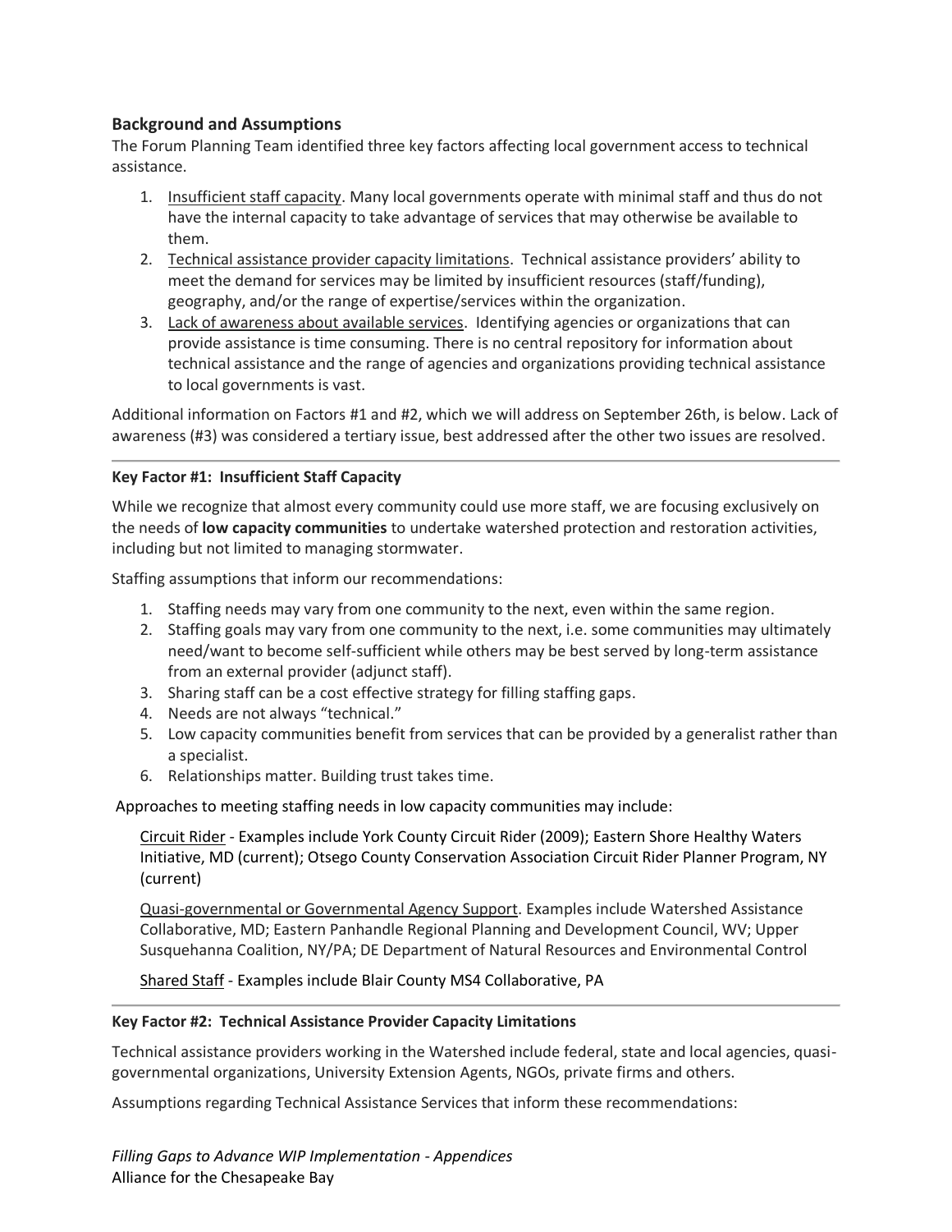## Background and Assumptions

The Forum Planning Team identified three key factors affecting local government access to technical assistance.

1. <u>Insufficient staff capacity</u>. Many local governments operate with minimal staff and thus do not have the internal capacity to take advantage of services that may otherwise be available to them.
2. <u>Technical assistance provider capacity limitations</u>. Technical assistance providers' ability to meet the demand for services may be limited by insufficient resources (staff/funding), geography, and/or the range of expertise/services within the organization.
3. <u>Lack of awareness about available services</u>. Identifying agencies or organizations that can provide assistance is time consuming. There is no central repository for information about technical assistance and the range of agencies and organizations providing technical assistance to local governments is vast.

Additional information on Factors #1 and #2, which we will address on September 26th, is below. Lack of awareness (#3) was considered a tertiary issue, best addressed after the other two issues are resolved.

---

**Key Factor #1: Insufficient Staff Capacity**

While we recognize that almost every community could use more staff, we are focusing exclusively on the needs of **low capacity communities** to undertake watershed protection and restoration activities, including but not limited to managing stormwater.

Staffing assumptions that inform our recommendations:

1. Staffing needs may vary from one community to the next, even within the same region.
2. Staffing goals may vary from one community to the next, i.e. some communities may ultimately need/want to become self-sufficient while others may be best served by long-term assistance from an external provider (adjunct staff).
3. Sharing staff can be a cost effective strategy for filling staffing gaps.
4. Needs are not always "technical."
5. Low capacity communities benefit from services that can be provided by a generalist rather than a specialist.
6. Relationships matter. Building trust takes time.

Approaches to meeting staffing needs in low capacity communities may include:

<u>Circuit Rider</u> - Examples include York County Circuit Rider (2009); Eastern Shore Healthy Waters Initiative, MD (current); Otsego County Conservation Association Circuit Rider Planner Program, NY (current)

<u>Quasi-governmental or Governmental Agency Support</u>. Examples include Watershed Assistance Collaborative, MD; Eastern Panhandle Regional Planning and Development Council, WV; Upper Susquehanna Coalition, NY/PA; DE Department of Natural Resources and Environmental Control

<u>Shared Staff</u> - Examples include Blair County MS4 Collaborative, PA

---

**Key Factor #2: Technical Assistance Provider Capacity Limitations**

Technical assistance providers working in the Watershed include federal, state and local agencies, quasi-governmental organizations, University Extension Agents, NGOs, private firms and others.

Assumptions regarding Technical Assistance Services that inform these recommendations: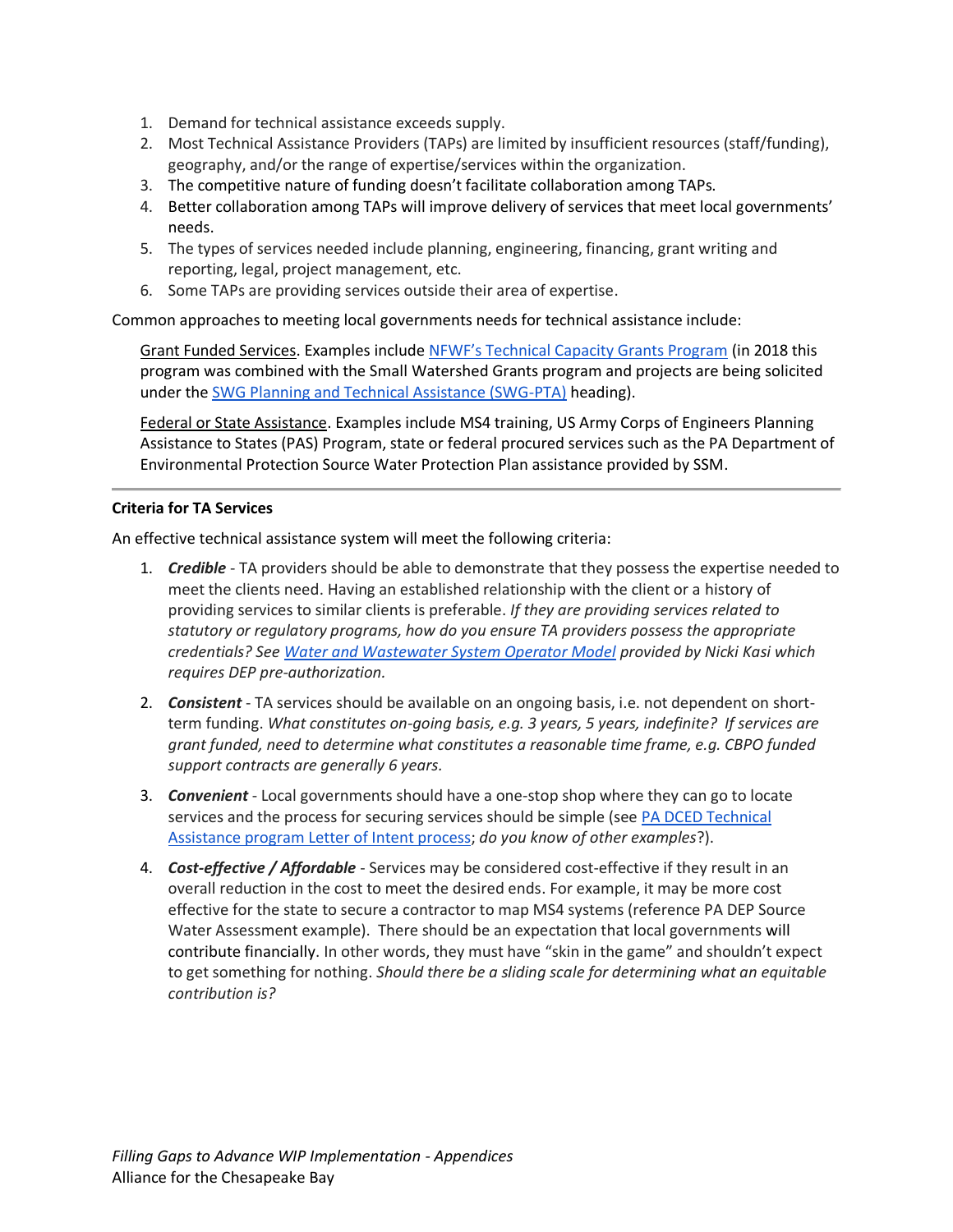1. Demand for technical assistance exceeds supply.
2. Most Technical Assistance Providers (TAPs) are limited by insufficient resources (staff/funding), geography, and/or the range of expertise/services within the organization.
3. The competitive nature of funding doesn't facilitate collaboration among TAPs.
4. Better collaboration among TAPs will improve delivery of services that meet local governments' needs.
5. The types of services needed include planning, engineering, financing, grant writing and reporting, legal, project management, etc.
6. Some TAPs are providing services outside their area of expertise.

Common approaches to meeting local governments needs for technical assistance include:

Grant Funded Services. Examples include NFWF's Technical Capacity Grants Program (in 2018 this program was combined with the Small Watershed Grants program and projects are being solicited under the SWG Planning and Technical Assistance (SWG-PTA) heading).

Federal or State Assistance. Examples include MS4 training, US Army Corps of Engineers Planning Assistance to States (PAS) Program, state or federal procured services such as the PA Department of Environmental Protection Source Water Protection Plan assistance provided by SSM.

---

**Criteria for TA Services**

An effective technical assistance system will meet the following criteria:

1. ***Credible*** - TA providers should be able to demonstrate that they possess the expertise needed to meet the clients need. Having an established relationship with the client or a history of providing services to similar clients is preferable. *If they are providing services related to statutory or regulatory programs, how do you ensure TA providers possess the appropriate credentials? See Water and Wastewater System Operator Model provided by Nicki Kasi which requires DEP pre-authorization.*

2. ***Consistent*** - TA services should be available on an ongoing basis, i.e. not dependent on short-term funding. *What constitutes on-going basis, e.g. 3 years, 5 years, indefinite? If services are grant funded, need to determine what constitutes a reasonable time frame, e.g. CBPO funded support contracts are generally 6 years.*

3. ***Convenient*** - Local governments should have a one-stop shop where they can go to locate services and the process for securing services should be simple (see PA DCED Technical Assistance program Letter of Intent process; *do you know of other examples*?).

4. ***Cost-effective / Affordable*** - Services may be considered cost-effective if they result in an overall reduction in the cost to meet the desired ends. For example, it may be more cost effective for the state to secure a contractor to map MS4 systems (reference PA DEP Source Water Assessment example). There should be an expectation that local governments will contribute financially. In other words, they must have "skin in the game" and shouldn't expect to get something for nothing. *Should there be a sliding scale for determining what an equitable contribution is?*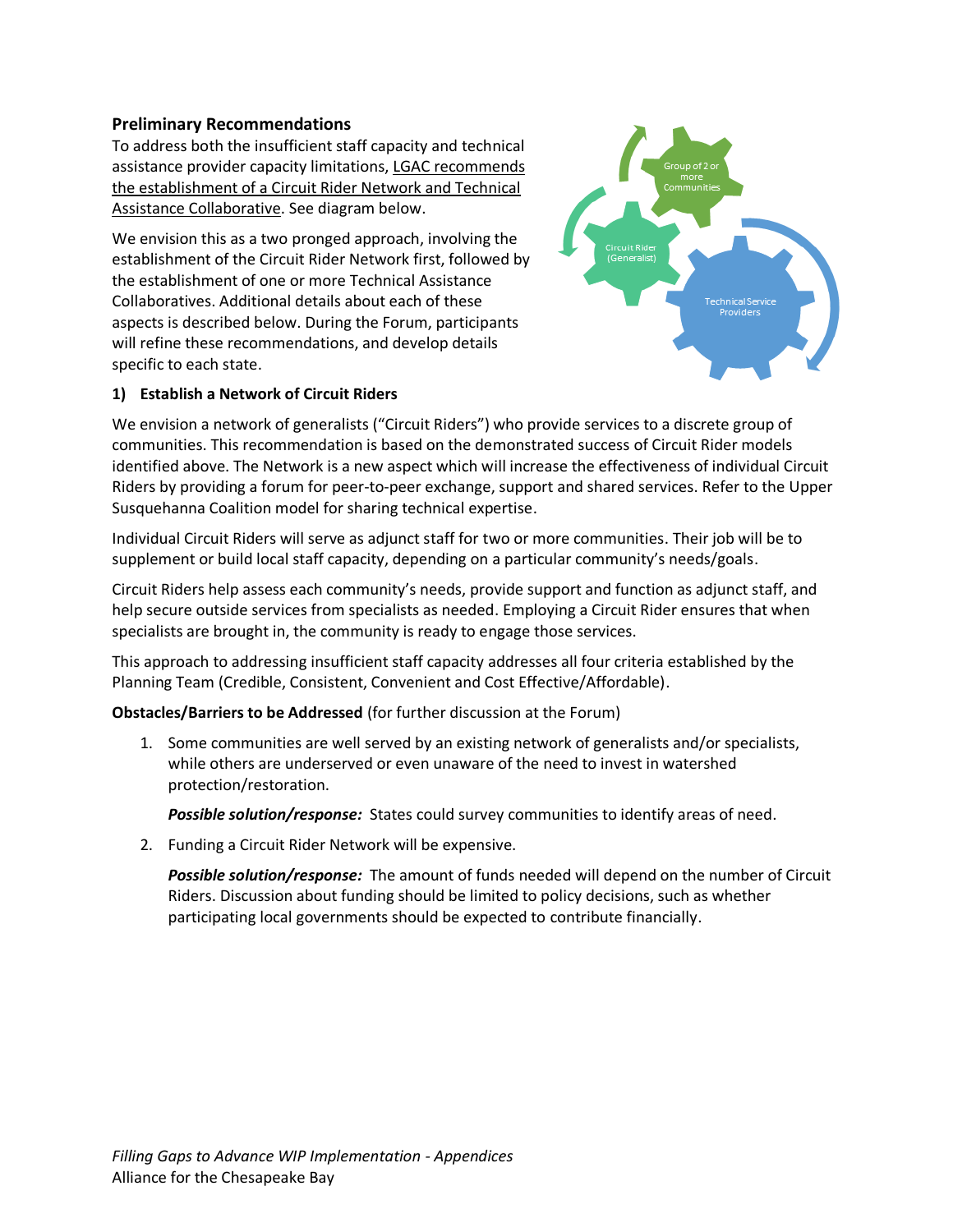## Preliminary Recommendations

To address both the insufficient staff capacity and technical assistance provider capacity limitations, LGAC recommends the establishment of a Circuit Rider Network and Technical Assistance Collaborative. See diagram below.

We envision this as a two pronged approach, involving the establishment of the Circuit Rider Network first, followed by the establishment of one or more Technical Assistance Collaboratives. Additional details about each of these aspects is described below. During the Forum, participants will refine these recommendations, and develop details specific to each state.

### 1) Establish a Network of Circuit Riders

We envision a network of generalists ("Circuit Riders") who provide services to a discrete group of communities. This recommendation is based on the demonstrated success of Circuit Rider models identified above. The Network is a new aspect which will increase the effectiveness of individual Circuit Riders by providing a forum for peer-to-peer exchange, support and shared services. Refer to the Upper Susquehanna Coalition model for sharing technical expertise.

Individual Circuit Riders will serve as adjunct staff for two or more communities. Their job will be to supplement or build local staff capacity, depending on a particular community's needs/goals.

Circuit Riders help assess each community's needs, provide support and function as adjunct staff, and help secure outside services from specialists as needed. Employing a Circuit Rider ensures that when specialists are brought in, the community is ready to engage those services.

This approach to addressing insufficient staff capacity addresses all four criteria established by the Planning Team (Credible, Consistent, Convenient and Cost Effective/Affordable).

**Obstacles/Barriers to be Addressed** (for further discussion at the Forum)

1. Some communities are well served by an existing network of generalists and/or specialists, while others are underserved or even unaware of the need to invest in watershed protection/restoration.

   ***Possible solution/response:*** States could survey communities to identify areas of need.

2. Funding a Circuit Rider Network will be expensive.

   ***Possible solution/response:*** The amount of funds needed will depend on the number of Circuit Riders. Discussion about funding should be limited to policy decisions, such as whether participating local governments should be expected to contribute financially.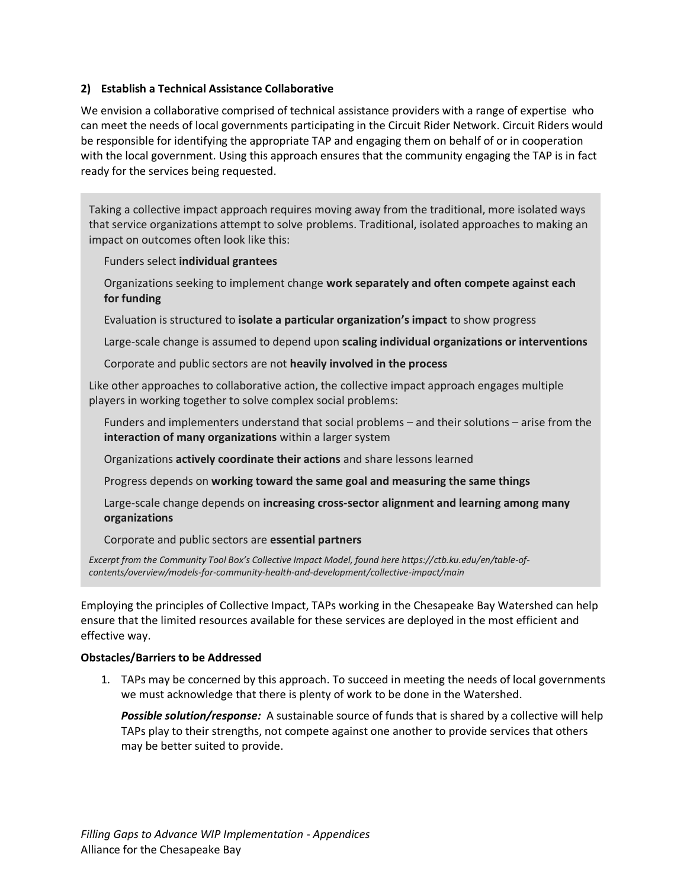**2) Establish a Technical Assistance Collaborative**

We envision a collaborative comprised of technical assistance providers with a range of expertise who can meet the needs of local governments participating in the Circuit Rider Network. Circuit Riders would be responsible for identifying the appropriate TAP and engaging them on behalf of or in cooperation with the local government. Using this approach ensures that the community engaging the TAP is in fact ready for the services being requested.

> Taking a collective impact approach requires moving away from the traditional, more isolated ways that service organizations attempt to solve problems. Traditional, isolated approaches to making an impact on outcomes often look like this:
>
> Funders select **individual grantees**
>
> Organizations seeking to implement change **work separately and often compete against each for funding**
>
> Evaluation is structured to **isolate a particular organization's impact** to show progress
>
> Large-scale change is assumed to depend upon **scaling individual organizations or interventions**
>
> Corporate and public sectors are not **heavily involved in the process**
>
> Like other approaches to collaborative action, the collective impact approach engages multiple players in working together to solve complex social problems:
>
> Funders and implementers understand that social problems – and their solutions – arise from the **interaction of many organizations** within a larger system
>
> Organizations **actively coordinate their actions** and share lessons learned
>
> Progress depends on **working toward the same goal and measuring the same things**
>
> Large-scale change depends on **increasing cross-sector alignment and learning among many organizations**
>
> Corporate and public sectors are **essential partners**
>
> *Excerpt from the Community Tool Box's Collective Impact Model, found here https://ctb.ku.edu/en/table-of-contents/overview/models-for-community-health-and-development/collective-impact/main*

Employing the principles of Collective Impact, TAPs working in the Chesapeake Bay Watershed can help ensure that the limited resources available for these services are deployed in the most efficient and effective way.

**Obstacles/Barriers to be Addressed**

1. TAPs may be concerned by this approach. To succeed in meeting the needs of local governments we must acknowledge that there is plenty of work to be done in the Watershed.

   ***Possible solution/response:*** A sustainable source of funds that is shared by a collective will help TAPs play to their strengths, not compete against one another to provide services that others may be better suited to provide.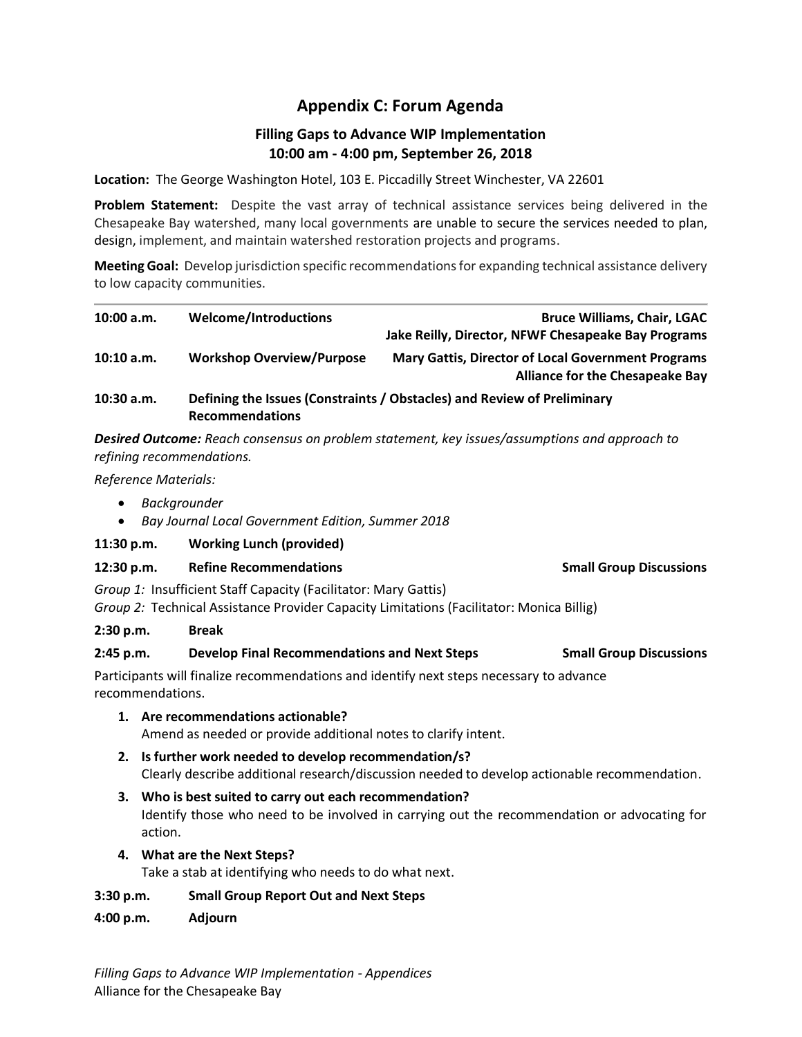## Appendix C: Forum Agenda

### Filling Gaps to Advance WIP Implementation
### 10:00 am - 4:00 pm, September 26, 2018

**Location:** The George Washington Hotel, 103 E. Piccadilly Street Winchester, VA 22601

**Problem Statement:** Despite the vast array of technical assistance services being delivered in the Chesapeake Bay watershed, many local governments are unable to secure the services needed to plan, design, implement, and maintain watershed restoration projects and programs.

**Meeting Goal:** Develop jurisdiction specific recommendations for expanding technical assistance delivery to low capacity communities.

---

**10:00 a.m.** **Welcome/Introductions** — **Bruce Williams, Chair, LGAC**; **Jake Reilly, Director, NFWF Chesapeake Bay Programs**

**10:10 a.m.** **Workshop Overview/Purpose** — **Mary Gattis, Director of Local Government Programs, Alliance for the Chesapeake Bay**

**10:30 a.m.** **Defining the Issues (Constraints / Obstacles) and Review of Preliminary Recommendations**

***Desired Outcome:*** *Reach consensus on problem statement, key issues/assumptions and approach to refining recommendations.*

*Reference Materials:*

- *Backgrounder*
- *Bay Journal Local Government Edition, Summer 2018*

**11:30 p.m.** **Working Lunch (provided)**

**12:30 p.m.** **Refine Recommendations** — **Small Group Discussions**

*Group 1:* Insufficient Staff Capacity (Facilitator: Mary Gattis)
*Group 2:* Technical Assistance Provider Capacity Limitations (Facilitator: Monica Billig)

**2:30 p.m.** **Break**

**2:45 p.m.** **Develop Final Recommendations and Next Steps** — **Small Group Discussions**

Participants will finalize recommendations and identify next steps necessary to advance recommendations.

1. **Are recommendations actionable?**
   Amend as needed or provide additional notes to clarify intent.
2. **Is further work needed to develop recommendation/s?**
   Clearly describe additional research/discussion needed to develop actionable recommendation.
3. **Who is best suited to carry out each recommendation?**
   Identify those who need to be involved in carrying out the recommendation or advocating for action.
4. **What are the Next Steps?**
   Take a stab at identifying who needs to do what next.

**3:30 p.m.** **Small Group Report Out and Next Steps**

**4:00 p.m.** **Adjourn**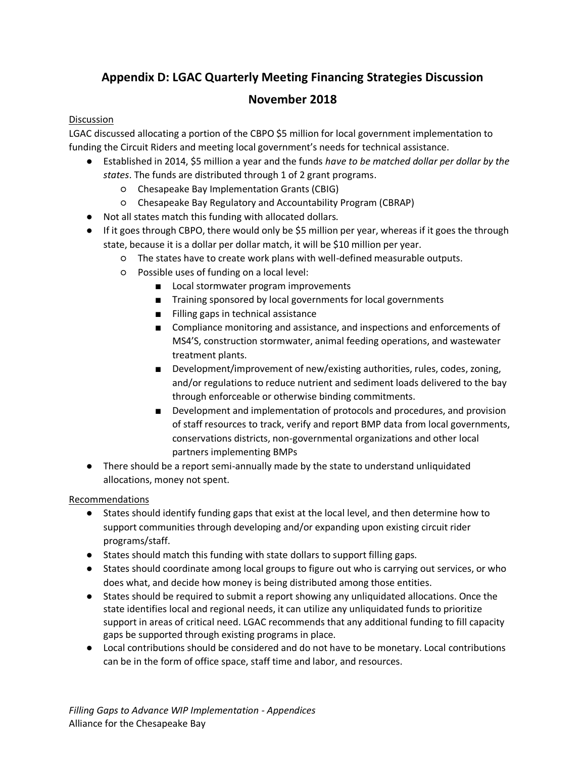# Appendix D: LGAC Quarterly Meeting Financing Strategies Discussion

## November 2018

Discussion

LGAC discussed allocating a portion of the CBPO $5 million for local government implementation to funding the Circuit Riders and meeting local government's needs for technical assistance.

- Established in 2014, $5 million a year and the funds *have to be matched dollar per dollar by the states*. The funds are distributed through 1 of 2 grant programs.
  - Chesapeake Bay Implementation Grants (CBIG)
  - Chesapeake Bay Regulatory and Accountability Program (CBRAP)
- Not all states match this funding with allocated dollars.
- If it goes through CBPO, there would only be $5 million per year, whereas if it goes the through state, because it is a dollar per dollar match, it will be $10 million per year.
  - The states have to create work plans with well-defined measurable outputs.
  - Possible uses of funding on a local level:
    - Local stormwater program improvements
    - Training sponsored by local governments for local governments
    - Filling gaps in technical assistance
    - Compliance monitoring and assistance, and inspections and enforcements of MS4'S, construction stormwater, animal feeding operations, and wastewater treatment plants.
    - Development/improvement of new/existing authorities, rules, codes, zoning, and/or regulations to reduce nutrient and sediment loads delivered to the bay through enforceable or otherwise binding commitments.
    - Development and implementation of protocols and procedures, and provision of staff resources to track, verify and report BMP data from local governments, conservations districts, non-governmental organizations and other local partners implementing BMPs
- There should be a report semi-annually made by the state to understand unliquidated allocations, money not spent.

Recommendations

- States should identify funding gaps that exist at the local level, and then determine how to support communities through developing and/or expanding upon existing circuit rider programs/staff.
- States should match this funding with state dollars to support filling gaps.
- States should coordinate among local groups to figure out who is carrying out services, or who does what, and decide how money is being distributed among those entities.
- States should be required to submit a report showing any unliquidated allocations. Once the state identifies local and regional needs, it can utilize any unliquidated funds to prioritize support in areas of critical need. LGAC recommends that any additional funding to fill capacity gaps be supported through existing programs in place.
- Local contributions should be considered and do not have to be monetary. Local contributions can be in the form of office space, staff time and labor, and resources.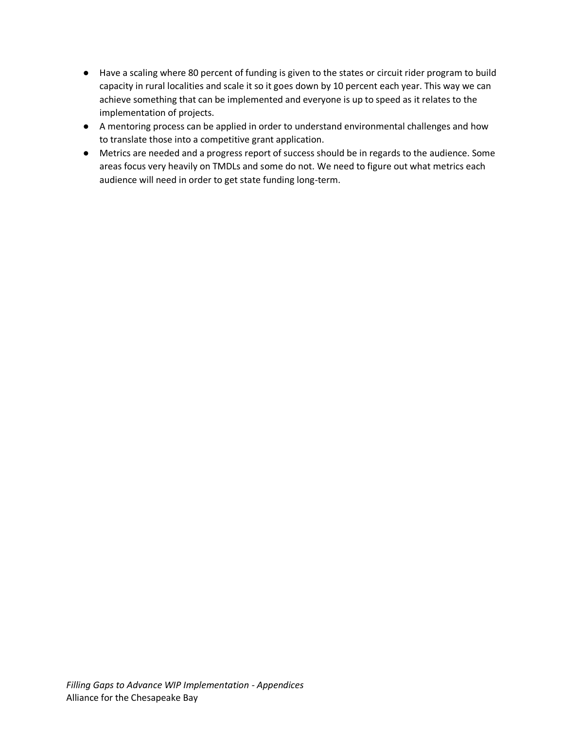- Have a scaling where 80 percent of funding is given to the states or circuit rider program to build capacity in rural localities and scale it so it goes down by 10 percent each year. This way we can achieve something that can be implemented and everyone is up to speed as it relates to the implementation of projects.
- A mentoring process can be applied in order to understand environmental challenges and how to translate those into a competitive grant application.
- Metrics are needed and a progress report of success should be in regards to the audience. Some areas focus very heavily on TMDLs and some do not. We need to figure out what metrics each audience will need in order to get state funding long-term.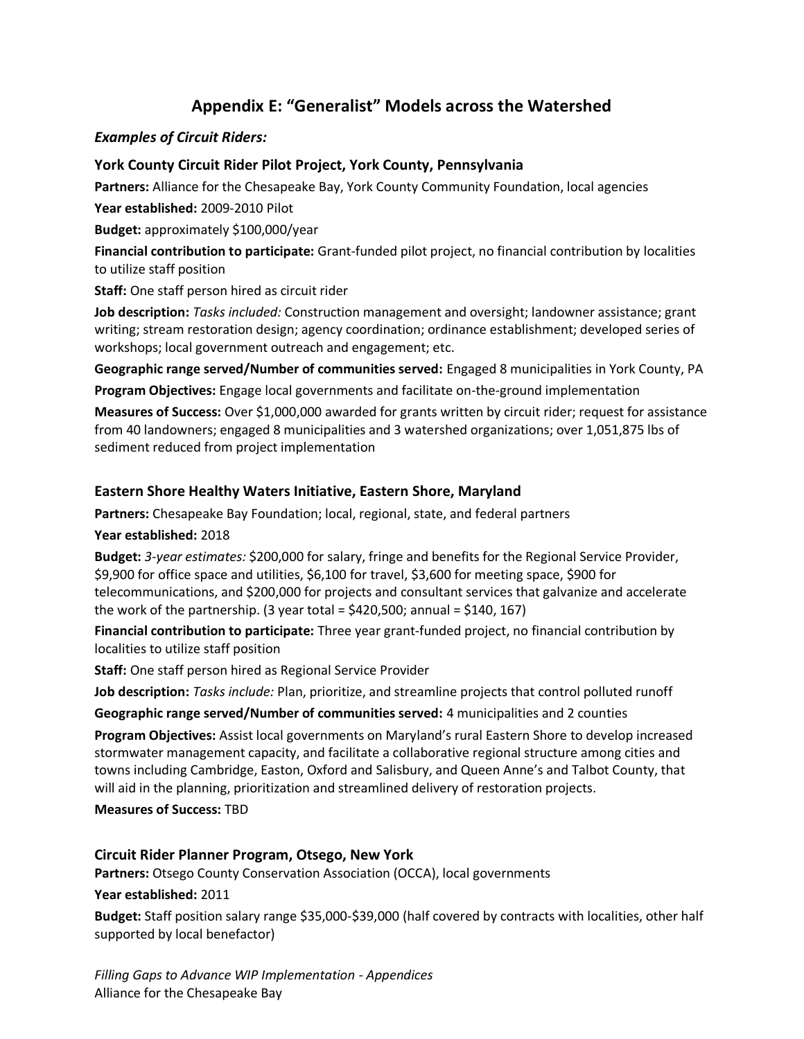# Appendix E: "Generalist" Models across the Watershed

## *Examples of Circuit Riders:*

### York County Circuit Rider Pilot Project, York County, Pennsylvania

**Partners:** Alliance for the Chesapeake Bay, York County Community Foundation, local agencies

**Year established:** 2009-2010 Pilot

**Budget:** approximately $100,000/year

**Financial contribution to participate:** Grant-funded pilot project, no financial contribution by localities to utilize staff position

**Staff:** One staff person hired as circuit rider

**Job description:** *Tasks included:* Construction management and oversight; landowner assistance; grant writing; stream restoration design; agency coordination; ordinance establishment; developed series of workshops; local government outreach and engagement; etc.

**Geographic range served/Number of communities served:** Engaged 8 municipalities in York County, PA

**Program Objectives:** Engage local governments and facilitate on-the-ground implementation

**Measures of Success:** Over $1,000,000 awarded for grants written by circuit rider; request for assistance from 40 landowners; engaged 8 municipalities and 3 watershed organizations; over 1,051,875 lbs of sediment reduced from project implementation

### Eastern Shore Healthy Waters Initiative, Eastern Shore, Maryland

**Partners:** Chesapeake Bay Foundation; local, regional, state, and federal partners

**Year established:** 2018

**Budget:** *3-year estimates:* $200,000 for salary, fringe and benefits for the Regional Service Provider, $9,900 for office space and utilities, $6,100 for travel, $3,600 for meeting space, $900 for telecommunications, and $200,000 for projects and consultant services that galvanize and accelerate the work of the partnership. (3 year total = $420,500; annual = $140, 167)

**Financial contribution to participate:** Three year grant-funded project, no financial contribution by localities to utilize staff position

**Staff:** One staff person hired as Regional Service Provider

**Job description:** *Tasks include:* Plan, prioritize, and streamline projects that control polluted runoff

**Geographic range served/Number of communities served:** 4 municipalities and 2 counties

**Program Objectives:** Assist local governments on Maryland's rural Eastern Shore to develop increased stormwater management capacity, and facilitate a collaborative regional structure among cities and towns including Cambridge, Easton, Oxford and Salisbury, and Queen Anne's and Talbot County, that will aid in the planning, prioritization and streamlined delivery of restoration projects.

**Measures of Success:** TBD

### Circuit Rider Planner Program, Otsego, New York

**Partners:** Otsego County Conservation Association (OCCA), local governments

**Year established:** 2011

**Budget:** Staff position salary range $35,000-$39,000 (half covered by contracts with localities, other half supported by local benefactor)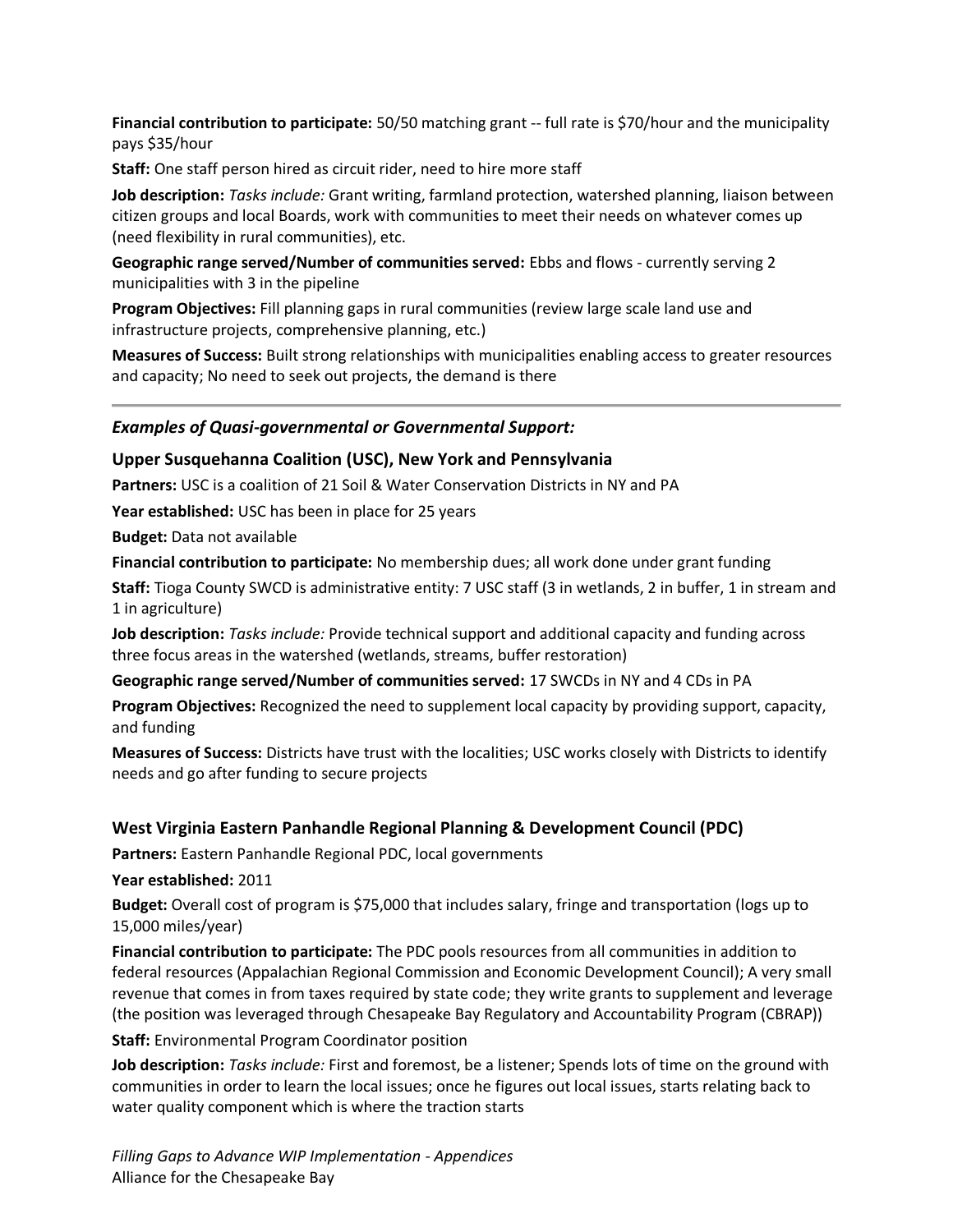**Financial contribution to participate:** 50/50 matching grant -- full rate is $70/hour and the municipality pays $35/hour

**Staff:** One staff person hired as circuit rider, need to hire more staff

**Job description:** *Tasks include:* Grant writing, farmland protection, watershed planning, liaison between citizen groups and local Boards, work with communities to meet their needs on whatever comes up (need flexibility in rural communities), etc.

**Geographic range served/Number of communities served:** Ebbs and flows - currently serving 2 municipalities with 3 in the pipeline

**Program Objectives:** Fill planning gaps in rural communities (review large scale land use and infrastructure projects, comprehensive planning, etc.)

**Measures of Success:** Built strong relationships with municipalities enabling access to greater resources and capacity; No need to seek out projects, the demand is there

---

### *Examples of Quasi-governmental or Governmental Support:*

### Upper Susquehanna Coalition (USC), New York and Pennsylvania

**Partners:** USC is a coalition of 21 Soil & Water Conservation Districts in NY and PA

**Year established:** USC has been in place for 25 years

**Budget:** Data not available

**Financial contribution to participate:** No membership dues; all work done under grant funding

**Staff:** Tioga County SWCD is administrative entity: 7 USC staff (3 in wetlands, 2 in buffer, 1 in stream and 1 in agriculture)

**Job description:** *Tasks include:* Provide technical support and additional capacity and funding across three focus areas in the watershed (wetlands, streams, buffer restoration)

**Geographic range served/Number of communities served:** 17 SWCDs in NY and 4 CDs in PA

**Program Objectives:** Recognized the need to supplement local capacity by providing support, capacity, and funding

**Measures of Success:** Districts have trust with the localities; USC works closely with Districts to identify needs and go after funding to secure projects

### West Virginia Eastern Panhandle Regional Planning & Development Council (PDC)

**Partners:** Eastern Panhandle Regional PDC, local governments

**Year established:** 2011

**Budget:** Overall cost of program is $75,000 that includes salary, fringe and transportation (logs up to 15,000 miles/year)

**Financial contribution to participate:** The PDC pools resources from all communities in addition to federal resources (Appalachian Regional Commission and Economic Development Council); A very small revenue that comes in from taxes required by state code; they write grants to supplement and leverage (the position was leveraged through Chesapeake Bay Regulatory and Accountability Program (CBRAP))

**Staff:** Environmental Program Coordinator position

**Job description:** *Tasks include:* First and foremost, be a listener; Spends lots of time on the ground with communities in order to learn the local issues; once he figures out local issues, starts relating back to water quality component which is where the traction starts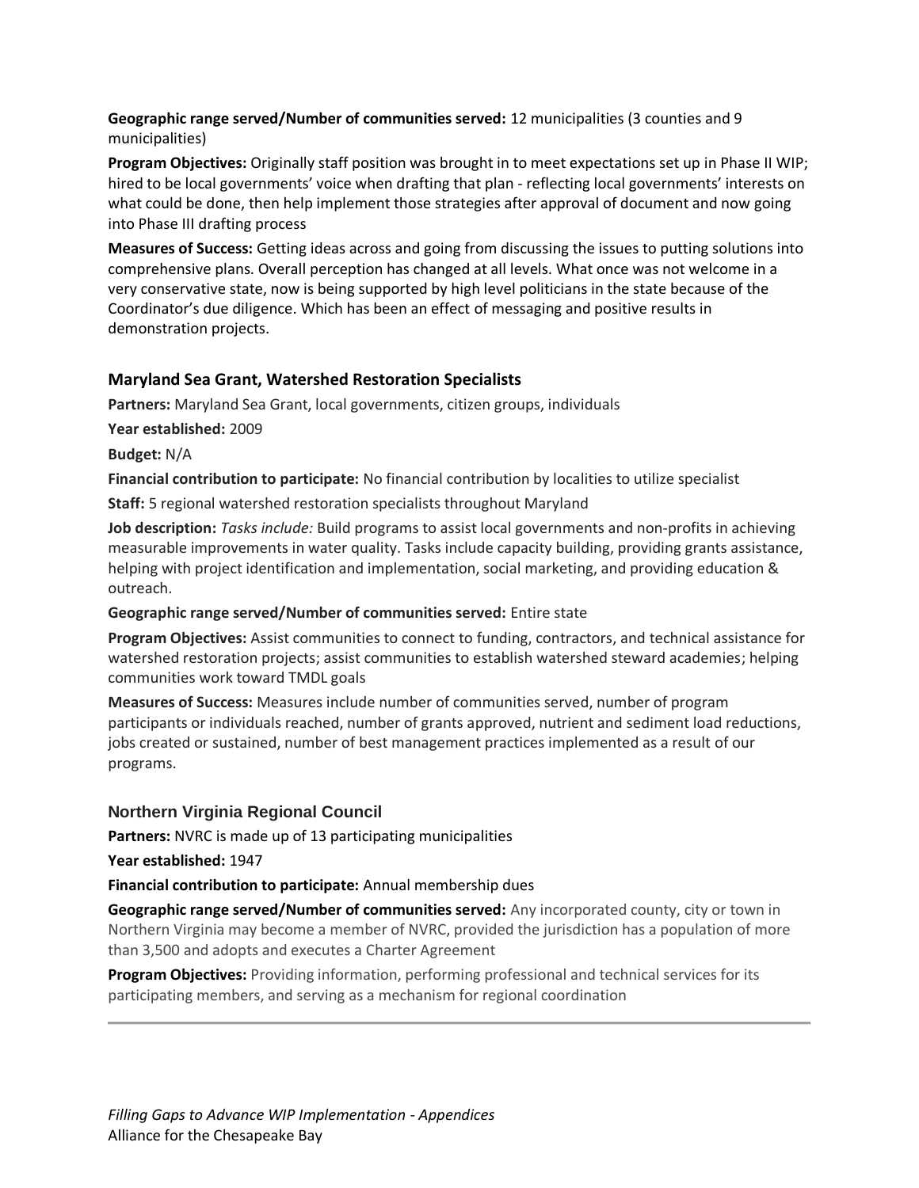**Geographic range served/Number of communities served:** 12 municipalities (3 counties and 9 municipalities)

**Program Objectives:** Originally staff position was brought in to meet expectations set up in Phase II WIP; hired to be local governments' voice when drafting that plan - reflecting local governments' interests on what could be done, then help implement those strategies after approval of document and now going into Phase III drafting process

**Measures of Success:** Getting ideas across and going from discussing the issues to putting solutions into comprehensive plans. Overall perception has changed at all levels. What once was not welcome in a very conservative state, now is being supported by high level politicians in the state because of the Coordinator's due diligence. Which has been an effect of messaging and positive results in demonstration projects.

### Maryland Sea Grant, Watershed Restoration Specialists

**Partners:** Maryland Sea Grant, local governments, citizen groups, individuals

**Year established:** 2009

**Budget:** N/A

**Financial contribution to participate:** No financial contribution by localities to utilize specialist

**Staff:** 5 regional watershed restoration specialists throughout Maryland

**Job description:** *Tasks include:* Build programs to assist local governments and non-profits in achieving measurable improvements in water quality. Tasks include capacity building, providing grants assistance, helping with project identification and implementation, social marketing, and providing education & outreach.

**Geographic range served/Number of communities served:** Entire state

**Program Objectives:** Assist communities to connect to funding, contractors, and technical assistance for watershed restoration projects; assist communities to establish watershed steward academies; helping communities work toward TMDL goals

**Measures of Success:** Measures include number of communities served, number of program participants or individuals reached, number of grants approved, nutrient and sediment load reductions, jobs created or sustained, number of best management practices implemented as a result of our programs.

### Northern Virginia Regional Council

**Partners:** NVRC is made up of 13 participating municipalities

**Year established:** 1947

**Financial contribution to participate:** Annual membership dues

**Geographic range served/Number of communities served:** Any incorporated county, city or town in Northern Virginia may become a member of NVRC, provided the jurisdiction has a population of more than 3,500 and adopts and executes a Charter Agreement

**Program Objectives:** Providing information, performing professional and technical services for its participating members, and serving as a mechanism for regional coordination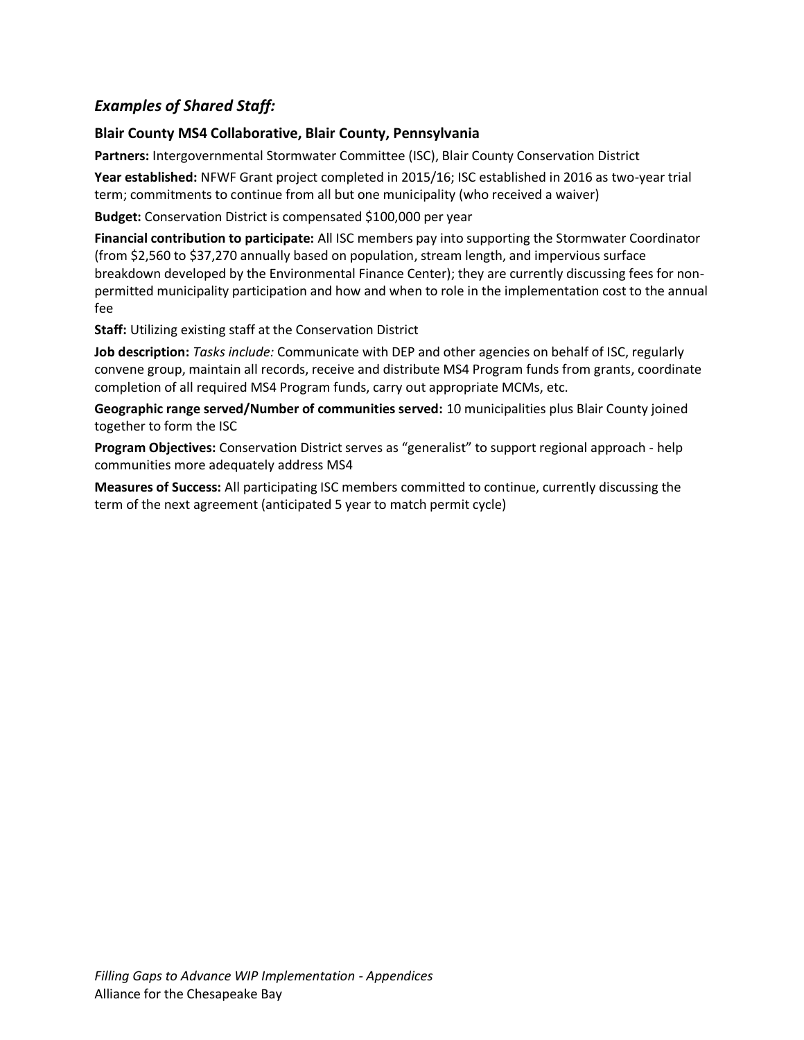## *Examples of Shared Staff:*

### Blair County MS4 Collaborative, Blair County, Pennsylvania

**Partners:** Intergovernmental Stormwater Committee (ISC), Blair County Conservation District

**Year established:** NFWF Grant project completed in 2015/16; ISC established in 2016 as two-year trial term; commitments to continue from all but one municipality (who received a waiver)

**Budget:** Conservation District is compensated $100,000 per year

**Financial contribution to participate:** All ISC members pay into supporting the Stormwater Coordinator (from $2,560 to $37,270 annually based on population, stream length, and impervious surface breakdown developed by the Environmental Finance Center); they are currently discussing fees for non-permitted municipality participation and how and when to role in the implementation cost to the annual fee

**Staff:** Utilizing existing staff at the Conservation District

**Job description:** *Tasks include:* Communicate with DEP and other agencies on behalf of ISC, regularly convene group, maintain all records, receive and distribute MS4 Program funds from grants, coordinate completion of all required MS4 Program funds, carry out appropriate MCMs, etc.

**Geographic range served/Number of communities served:** 10 municipalities plus Blair County joined together to form the ISC

**Program Objectives:** Conservation District serves as "generalist" to support regional approach - help communities more adequately address MS4

**Measures of Success:** All participating ISC members committed to continue, currently discussing the term of the next agreement (anticipated 5 year to match permit cycle)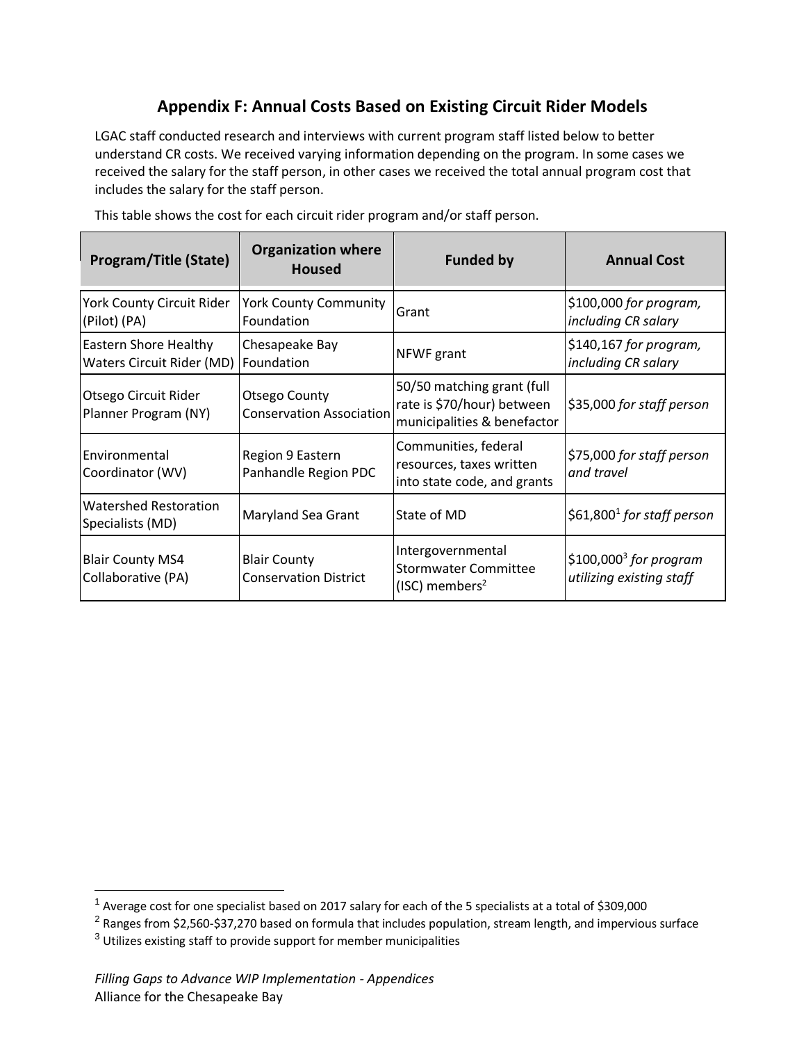## Appendix F: Annual Costs Based on Existing Circuit Rider Models

LGAC staff conducted research and interviews with current program staff listed below to better understand CR costs. We received varying information depending on the program. In some cases we received the salary for the staff person, in other cases we received the total annual program cost that includes the salary for the staff person.

This table shows the cost for each circuit rider program and/or staff person.

| Program/Title (State) | Organization where Housed | Funded by | Annual Cost |
|---|---|---|---|
| York County Circuit Rider (Pilot) (PA) | York County Community Foundation | Grant | $100,000 *for program, including CR salary* |
| Eastern Shore Healthy Waters Circuit Rider (MD) | Chesapeake Bay Foundation | NFWF grant | $140,167 *for program, including CR salary* |
| Otsego Circuit Rider Planner Program (NY) | Otsego County Conservation Association | 50/50 matching grant (full rate is $70/hour) between municipalities & benefactor | $35,000 *for staff person* |
| Environmental Coordinator (WV) | Region 9 Eastern Panhandle Region PDC | Communities, federal resources, taxes written into state code, and grants | $75,000 *for staff person and travel* |
| Watershed Restoration Specialists (MD) | Maryland Sea Grant | State of MD | $61,800[1] *for staff person* |
| Blair County MS4 Collaborative (PA) | Blair County Conservation District | Intergovernmental Stormwater Committee (ISC) members[2] | $100,000[3] *for program utilizing existing staff* |

[1] Average cost for one specialist based on 2017 salary for each of the 5 specialists at a total of $309,000

[2] Ranges from $2,560-$37,270 based on formula that includes population, stream length, and impervious surface

[3] Utilizes existing staff to provide support for member municipalities